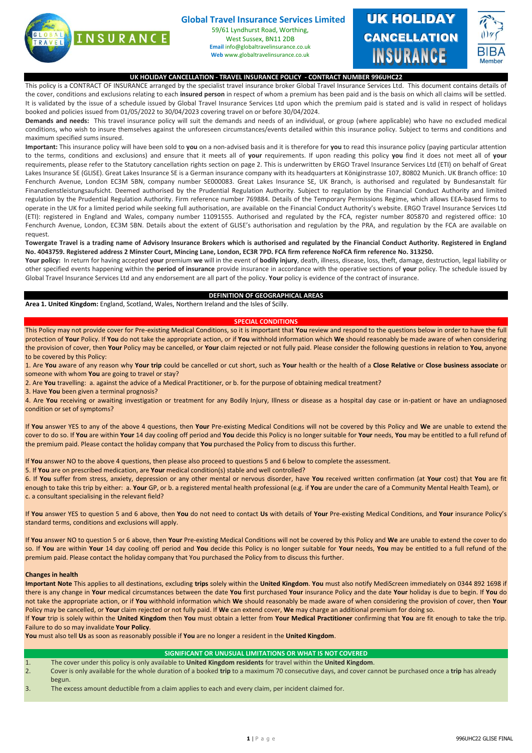**Global Travel Insurance Services Limited**
59/61 Lyndhurst Road, Worthing,
West Sussex, BN11 2DB
**Email** info@globaltravelinsurance.co.uk
**Web** www.globaltravelinsurance.co.uk

**UK HOLIDAY CANCELLATION INSURANCE**

BIBA Member

## UK HOLIDAY CANCELLATION - TRAVEL INSURANCE POLICY - CONTRACT NUMBER 996UHC22

This policy is a CONTRACT OF INSURANCE arranged by the specialist travel insurance broker Global Travel Insurance Services Ltd. This document contains details of the cover, conditions and exclusions relating to each **insured person** in respect of whom a premium has been paid and is the basis on which all claims will be settled. It is validated by the issue of a schedule issued by Global Travel Insurance Services Ltd upon which the premium paid is stated and is valid in respect of holidays booked and policies issued from 01/05/2022 to 30/04/2023 covering travel on or before 30/04/2024.

**Demands and needs:** This travel insurance policy will suit the demands and needs of an individual, or group (where applicable) who have no excluded medical conditions, who wish to insure themselves against the unforeseen circumstances/events detailed within this insurance policy. Subject to terms and conditions and maximum specified sums insured.

**Important:** This insurance policy will have been sold to **you** on a non-advised basis and it is therefore for **you** to read this insurance policy (paying particular attention to the terms, conditions and exclusions) and ensure that it meets all of **your** requirements. If upon reading this policy **you** find it does not meet all of **your** requirements, please refer to the Statutory cancellation rights section on page 2. This is underwritten by ERGO Travel Insurance Services Ltd (ETI) on behalf of Great Lakes Insurance SE (GLISE). Great Lakes Insurance SE is a German insurance company with its headquarters at Königinstrasse 107, 80802 Munich. UK Branch office: 10 Fenchurch Avenue, London EC3M 5BN, company number SE000083. Great Lakes Insurance SE, UK Branch, is authorised and regulated by Bundesanstalt für Finanzdienstleistungsaufsicht. Deemed authorised by the Prudential Regulation Authority. Subject to regulation by the Financial Conduct Authority and limited regulation by the Prudential Regulation Authority. Firm reference number 769884. Details of the Temporary Permissions Regime, which allows EEA-based firms to operate in the UK for a limited period while seeking full authorisation, are available on the Financial Conduct Authority's website. ERGO Travel Insurance Services Ltd (ETI): registered in England and Wales, company number 11091555. Authorised and regulated by the FCA, register number 805870 and registered office: 10 Fenchurch Avenue, London, EC3M 5BN. Details about the extent of GLISE's authorisation and regulation by the PRA, and regulation by the FCA are available on request.

**Towergate Travel is a trading name of Advisory Insurance Brokers which is authorised and regulated by the Financial Conduct Authority. Registered in England No. 4043759. Registered address 2 Minster Court, Mincing Lane, London, EC3R 7PD. FCA firm reference NoFCA firm reference No. 313250.**

**Your policy:** In return for having accepted **your** premium **we** will in the event of **bodily injury**, death, illness, disease, loss, theft, damage, destruction, legal liability or other specified events happening within the **period of insurance** provide insurance in accordance with the operative sections of **your** policy. The schedule issued by Global Travel Insurance Services Ltd and any endorsement are all part of the policy. **Your** policy is evidence of the contract of insurance.

## DEFINITION OF GEOGRAPHICAL AREAS

**Area 1. United Kingdom:** England, Scotland, Wales, Northern Ireland and the Isles of Scilly.

## SPECIAL CONDITIONS

This Policy may not provide cover for Pre-existing Medical Conditions, so it is important that **You** review and respond to the questions below in order to have the full protection of **Your** Policy. If **You** do not take the appropriate action, or if **You** withhold information which **We** should reasonably be made aware of when considering the provision of cover, then **Your** Policy may be cancelled, or **Your** claim rejected or not fully paid. Please consider the following questions in relation to **You**, anyone to be covered by this Policy:

1. Are **You** aware of any reason why **Your trip** could be cancelled or cut short, such as **Your** health or the health of a **Close Relative** or **Close business associate** or someone with whom **You** are going to travel or stay?
2. Are **You** travelling: a. against the advice of a Medical Practitioner, or b. for the purpose of obtaining medical treatment?
3. Have **You** been given a terminal prognosis?
4. Are **You** receiving or awaiting investigation or treatment for any Bodily Injury, Illness or disease as a hospital day case or in-patient or have an undiagnosed condition or set of symptoms?

If **You** answer YES to any of the above 4 questions, then **Your** Pre-existing Medical Conditions will not be covered by this Policy and **We** are unable to extend the cover to do so. If **You** are within **Your** 14 day cooling off period and **You** decide this Policy is no longer suitable for **Your** needs, **You** may be entitled to a full refund of the premium paid. Please contact the holiday company that **You** purchased the Policy from to discuss this further.

If **You** answer NO to the above 4 questions, then please also proceed to questions 5 and 6 below to complete the assessment.

5. If **You** are on prescribed medication, are **Your** medical condition(s) stable and well controlled?
6. If **You** suffer from stress, anxiety, depression or any other mental or nervous disorder, have **You** received written confirmation (at **Your** cost) that **You** are fit enough to take this trip by either: a. **Your** GP, or b. a registered mental health professional (e.g. if **You** are under the care of a Community Mental Health Team), or c. a consultant specialising in the relevant field?

If **You** answer YES to question 5 and 6 above, then **You** do not need to contact **Us** with details of **Your** Pre-existing Medical Conditions, and **Your** insurance Policy's standard terms, conditions and exclusions will apply.

If **You** answer NO to question 5 or 6 above, then **Your** Pre-existing Medical Conditions will not be covered by this Policy and **We** are unable to extend the cover to do so. If **You** are within **Your** 14 day cooling off period and **You** decide this Policy is no longer suitable for **Your** needs, **You** may be entitled to a full refund of the premium paid. Please contact the holiday company that You purchased the Policy from to discuss this further.

**Changes in health**

**Important Note** This applies to all destinations, excluding **trips** solely within the **United Kingdom**. **You** must also notify MediScreen immediately on 0344 892 1698 if there is any change in **Your** medical circumstances between the date **You** first purchased **Your** insurance Policy and the date **Your** holiday is due to begin. If **You** do not take the appropriate action, or if **You** withhold information which **We** should reasonably be made aware of when considering the provision of cover, then **Your** Policy may be cancelled, or **Your** claim rejected or not fully paid. If **We** can extend cover, **We** may charge an additional premium for doing so.

If **Your** trip is solely within the **United Kingdom** then **You** must obtain a letter from **Your Medical Practitioner** confirming that **You** are fit enough to take the trip. Failure to do so may invalidate **Your Policy**.

**You** must also tell **Us** as soon as reasonably possible if **You** are no longer a resident in the **United Kingdom**.

## SIGNIFICANT OR UNUSUAL LIMITATIONS OR WHAT IS NOT COVERED

1. The cover under this policy is only available to **United Kingdom residents** for travel within the **United Kingdom**.
2. Cover is only available for the whole duration of a booked **trip** to a maximum 70 consecutive days, and cover cannot be purchased once a **trip** has already begun.
3. The excess amount deductible from a claim applies to each and every claim, per incident claimed for.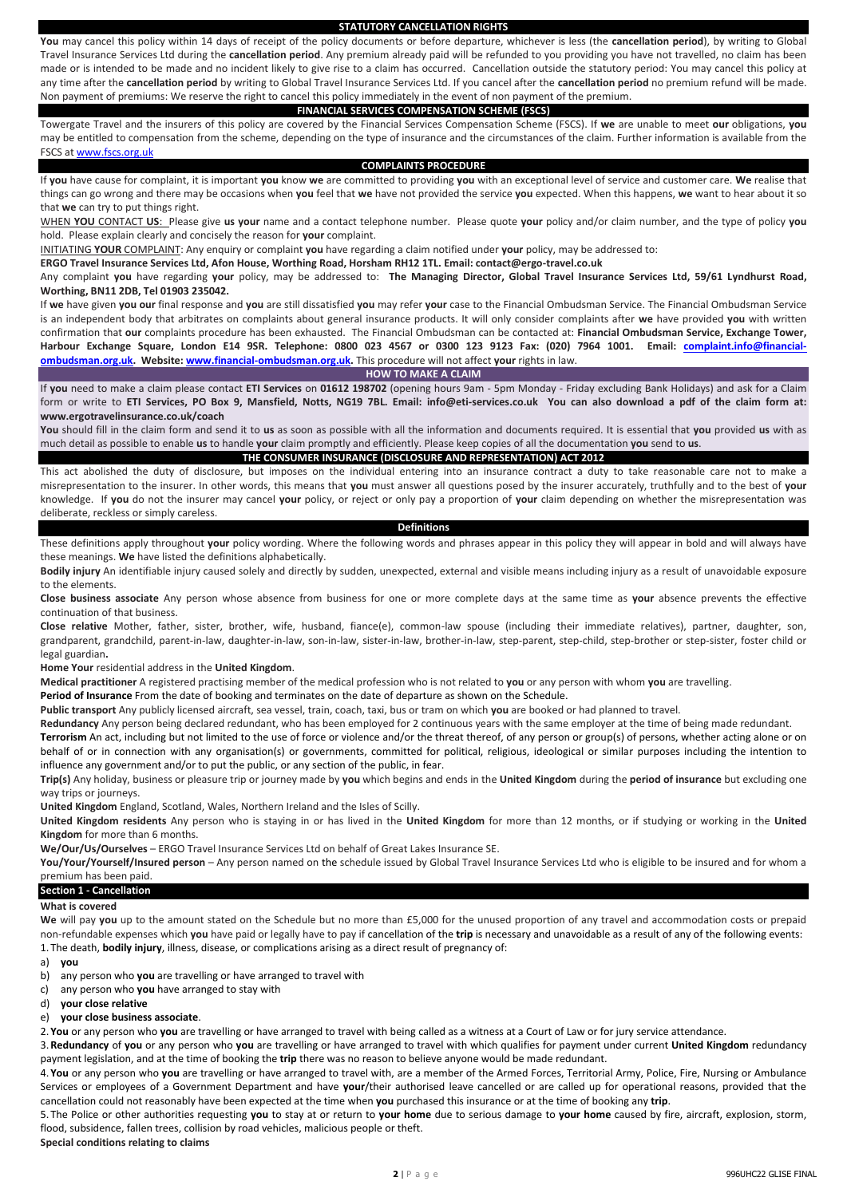## STATUTORY CANCELLATION RIGHTS

**You** may cancel this policy within 14 days of receipt of the policy documents or before departure, whichever is less (the **cancellation period**), by writing to Global Travel Insurance Services Ltd during the **cancellation period**. Any premium already paid will be refunded to you providing you have not travelled, no claim has been made or is intended to be made and no incident likely to give rise to a claim has occurred. Cancellation outside the statutory period: You may cancel this policy at any time after the **cancellation period** by writing to Global Travel Insurance Services Ltd. If you cancel after the **cancellation period** no premium refund will be made. Non payment of premiums: We reserve the right to cancel this policy immediately in the event of non payment of the premium.

## FINANCIAL SERVICES COMPENSATION SCHEME (FSCS)

Towergate Travel and the insurers of this policy are covered by the Financial Services Compensation Scheme (FSCS). If **we** are unable to meet **our** obligations, **you** may be entitled to compensation from the scheme, depending on the type of insurance and the circumstances of the claim. Further information is available from the FSCS at www.fscs.org.uk

## COMPLAINTS PROCEDURE

If **you** have cause for complaint, it is important **you** know **we** are committed to providing **you** with an exceptional level of service and customer care. **We** realise that things can go wrong and there may be occasions when **you** feel that **we** have not provided the service **you** expected. When this happens, **we** want to hear about it so that **we** can try to put things right.

WHEN **YOU** CONTACT **US**: Please give **us your** name and a contact telephone number. Please quote **your** policy and/or claim number, and the type of policy **you** hold. Please explain clearly and concisely the reason for **your** complaint.

INITIATING **YOUR** COMPLAINT: Any enquiry or complaint **you** have regarding a claim notified under **your** policy, may be addressed to:

**ERGO Travel Insurance Services Ltd, Afon House, Worthing Road, Horsham RH12 1TL. Email: contact@ergo-travel.co.uk**

Any complaint **you** have regarding **your** policy, may be addressed to: **The Managing Director, Global Travel Insurance Services Ltd, 59/61 Lyndhurst Road, Worthing, BN11 2DB, Tel 01903 235042.**

If **we** have given **you our** final response and **you** are still dissatisfied **you** may refer **your** case to the Financial Ombudsman Service. The Financial Ombudsman Service is an independent body that arbitrates on complaints about general insurance products. It will only consider complaints after **we** have provided **you** with written confirmation that **our** complaints procedure has been exhausted. The Financial Ombudsman can be contacted at: **Financial Ombudsman Service, Exchange Tower, Harbour Exchange Square, London E14 9SR. Telephone: 0800 023 4567 or 0300 123 9123 Fax: (020) 7964 1001. Email: complaint.info@financial-ombudsman.org.uk. Website: www.financial-ombudsman.org.uk.** This procedure will not affect **your** rights in law.

## HOW TO MAKE A CLAIM

If **you** need to make a claim please contact **ETI Services** on **01612 198702** (opening hours 9am - 5pm Monday - Friday excluding Bank Holidays) and ask for a Claim form or write to **ETI Services, PO Box 9, Mansfield, Notts, NG19 7BL. Email: info@eti-services.co.uk You can also download a pdf of the claim form at: www.ergotravelinsurance.co.uk/coach**

**You** should fill in the claim form and send it to **us** as soon as possible with all the information and documents required. It is essential that **you** provided **us** with as much detail as possible to enable **us** to handle **your** claim promptly and efficiently. Please keep copies of all the documentation **you** send to **us**.

## THE CONSUMER INSURANCE (DISCLOSURE AND REPRESENTATION) ACT 2012

This act abolished the duty of disclosure, but imposes on the individual entering into an insurance contract a duty to take reasonable care not to make a misrepresentation to the insurer. In other words, this means that **you** must answer all questions posed by the insurer accurately, truthfully and to the best of **your** knowledge. If **you** do not the insurer may cancel **your** policy, or reject or only pay a proportion of **your** claim depending on whether the misrepresentation was deliberate, reckless or simply careless.

## Definitions

These definitions apply throughout **your** policy wording. Where the following words and phrases appear in this policy they will appear in bold and will always have these meanings. **We** have listed the definitions alphabetically.

**Bodily injury** An identifiable injury caused solely and directly by sudden, unexpected, external and visible means including injury as a result of unavoidable exposure to the elements.

**Close business associate** Any person whose absence from business for one or more complete days at the same time as **your** absence prevents the effective continuation of that business.

**Close relative** Mother, father, sister, brother, wife, husband, fiance(e), common-law spouse (including their immediate relatives), partner, daughter, son, grandparent, grandchild, parent-in-law, daughter-in-law, son-in-law, sister-in-law, brother-in-law, step-parent, step-child, step-brother or step-sister, foster child or legal guardian**.**

**Home Your** residential address in the **United Kingdom**.

**Medical practitioner** A registered practising member of the medical profession who is not related to **you** or any person with whom **you** are travelling.

**Period of Insurance** From the date of booking and terminates on the date of departure as shown on the Schedule.

**Public transport** Any publicly licensed aircraft, sea vessel, train, coach, taxi, bus or tram on which **you** are booked or had planned to travel.

**Redundancy** Any person being declared redundant, who has been employed for 2 continuous years with the same employer at the time of being made redundant.

**Terrorism** An act, including but not limited to the use of force or violence and/or the threat thereof, of any person or group(s) of persons, whether acting alone or on behalf of or in connection with any organisation(s) or governments, committed for political, religious, ideological or similar purposes including the intention to influence any government and/or to put the public, or any section of the public, in fear.

**Trip(s)** Any holiday, business or pleasure trip or journey made by **you** which begins and ends in the **United Kingdom** during the **period of insurance** but excluding one way trips or journeys.

**United Kingdom** England, Scotland, Wales, Northern Ireland and the Isles of Scilly.

**United Kingdom residents** Any person who is staying in or has lived in the **United Kingdom** for more than 12 months, or if studying or working in the **United Kingdom** for more than 6 months.

**We/Our/Us/Ourselves** – ERGO Travel Insurance Services Ltd on behalf of Great Lakes Insurance SE.

**You/Your/Yourself/Insured person** – Any person named on the schedule issued by Global Travel Insurance Services Ltd who is eligible to be insured and for whom a premium has been paid.

## Section 1 - Cancellation

**What is covered**

**We** will pay **you** up to the amount stated on the Schedule but no more than £5,000 for the unused proportion of any travel and accommodation costs or prepaid non-refundable expenses which **you** have paid or legally have to pay if cancellation of the **trip** is necessary and unavoidable as a result of any of the following events:

1. The death, **bodily injury**, illness, disease, or complications arising as a direct result of pregnancy of:
   a) **you**
   b) any person who **you** are travelling or have arranged to travel with
   c) any person who **you** have arranged to stay with
   d) **your close relative**
   e) **your close business associate**.
2. **You** or any person who **you** are travelling or have arranged to travel with being called as a witness at a Court of Law or for jury service attendance.
3. **Redundancy** of **you** or any person who **you** are travelling or have arranged to travel with which qualifies for payment under current **United Kingdom** redundancy payment legislation, and at the time of booking the **trip** there was no reason to believe anyone would be made redundant.
4. **You** or any person who **you** are travelling or have arranged to travel with, are a member of the Armed Forces, Territorial Army, Police, Fire, Nursing or Ambulance Services or employees of a Government Department and have **your**/their authorised leave cancelled or are called up for operational reasons, provided that the cancellation could not reasonably have been expected at the time when **you** purchased this insurance or at the time of booking any **trip**.
5. The Police or other authorities requesting **you** to stay at or return to **your home** due to serious damage to **your home** caused by fire, aircraft, explosion, storm, flood, subsidence, fallen trees, collision by road vehicles, malicious people or theft.

**Special conditions relating to claims**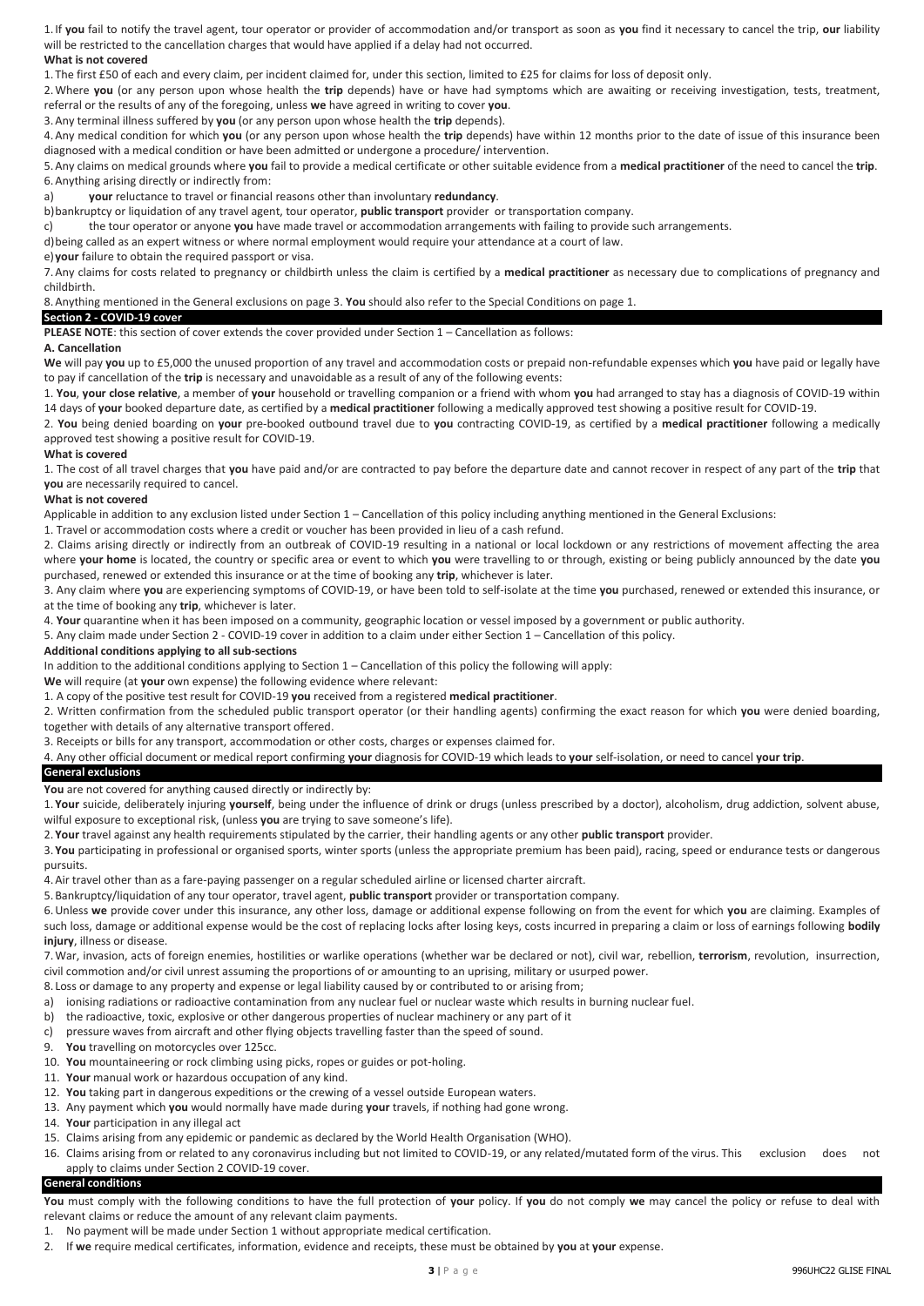1. If **you** fail to notify the travel agent, tour operator or provider of accommodation and/or transport as soon as **you** find it necessary to cancel the trip, **our** liability will be restricted to the cancellation charges that would have applied if a delay had not occurred.

**What is not covered**

1. The first £50 of each and every claim, per incident claimed for, under this section, limited to £25 for claims for loss of deposit only.
2. Where **you** (or any person upon whose health the **trip** depends) have or have had symptoms which are awaiting or receiving investigation, tests, treatment, referral or the results of any of the foregoing, unless **we** have agreed in writing to cover **you**.
3. Any terminal illness suffered by **you** (or any person upon whose health the **trip** depends).
4. Any medical condition for which **you** (or any person upon whose health the **trip** depends) have within 12 months prior to the date of issue of this insurance been diagnosed with a medical condition or have been admitted or undergone a procedure/ intervention.
5. Any claims on medical grounds where **you** fail to provide a medical certificate or other suitable evidence from a **medical practitioner** of the need to cancel the **trip**.
6. Anything arising directly or indirectly from:
   a) **your** reluctance to travel or financial reasons other than involuntary **redundancy**.
   b) bankruptcy or liquidation of any travel agent, tour operator, **public transport** provider or transportation company.
   c) the tour operator or anyone **you** have made travel or accommodation arrangements with failing to provide such arrangements.
   d) being called as an expert witness or where normal employment would require your attendance at a court of law.
   e) **your** failure to obtain the required passport or visa.
7. Any claims for costs related to pregnancy or childbirth unless the claim is certified by a **medical practitioner** as necessary due to complications of pregnancy and childbirth.
8. Anything mentioned in the General exclusions on page 3. **You** should also refer to the Special Conditions on page 1.

## Section 2 - COVID-19 cover

**PLEASE NOTE**: this section of cover extends the cover provided under Section 1 – Cancellation as follows:

**A. Cancellation**

**We** will pay **you** up to £5,000 the unused proportion of any travel and accommodation costs or prepaid non-refundable expenses which **you** have paid or legally have to pay if cancellation of the **trip** is necessary and unavoidable as a result of any of the following events:

1. **You**, **your close relative**, a member of **your** household or travelling companion or a friend with whom **you** had arranged to stay has a diagnosis of COVID-19 within 14 days of **your** booked departure date, as certified by a **medical practitioner** following a medically approved test showing a positive result for COVID-19.
2. **You** being denied boarding on **your** pre-booked outbound travel due to **you** contracting COVID-19, as certified by a **medical practitioner** following a medically approved test showing a positive result for COVID-19.

**What is covered**

1. The cost of all travel charges that **you** have paid and/or are contracted to pay before the departure date and cannot recover in respect of any part of the **trip** that **you** are necessarily required to cancel.

**What is not covered**

Applicable in addition to any exclusion listed under Section 1 – Cancellation of this policy including anything mentioned in the General Exclusions:

1. Travel or accommodation costs where a credit or voucher has been provided in lieu of a cash refund.
2. Claims arising directly or indirectly from an outbreak of COVID-19 resulting in a national or local lockdown or any restrictions of movement affecting the area where **your home** is located, the country or specific area or event to which **you** were travelling to or through, existing or being publicly announced by the date **you** purchased, renewed or extended this insurance or at the time of booking any **trip**, whichever is later.
3. Any claim where **you** are experiencing symptoms of COVID-19, or have been told to self-isolate at the time **you** purchased, renewed or extended this insurance, or at the time of booking any **trip**, whichever is later.
4. **Your** quarantine when it has been imposed on a community, geographic location or vessel imposed by a government or public authority.
5. Any claim made under Section 2 - COVID-19 cover in addition to a claim under either Section 1 – Cancellation of this policy.

**Additional conditions applying to all sub-sections**

In addition to the additional conditions applying to Section 1 – Cancellation of this policy the following will apply:

**We** will require (at **your** own expense) the following evidence where relevant:

1. A copy of the positive test result for COVID-19 **you** received from a registered **medical practitioner**.
2. Written confirmation from the scheduled public transport operator (or their handling agents) confirming the exact reason for which **you** were denied boarding, together with details of any alternative transport offered.
3. Receipts or bills for any transport, accommodation or other costs, charges or expenses claimed for.
4. Any other official document or medical report confirming **your** diagnosis for COVID-19 which leads to **your** self-isolation, or need to cancel **your trip**.

## General exclusions

**You** are not covered for anything caused directly or indirectly by:

1. **Your** suicide, deliberately injuring **yourself**, being under the influence of drink or drugs (unless prescribed by a doctor), alcoholism, drug addiction, solvent abuse, wilful exposure to exceptional risk, (unless **you** are trying to save someone's life).
2. **Your** travel against any health requirements stipulated by the carrier, their handling agents or any other **public transport** provider.
3. **You** participating in professional or organised sports, winter sports (unless the appropriate premium has been paid), racing, speed or endurance tests or dangerous pursuits.
4. Air travel other than as a fare-paying passenger on a regular scheduled airline or licensed charter aircraft.
5. Bankruptcy/liquidation of any tour operator, travel agent, **public transport** provider or transportation company.
6. Unless **we** provide cover under this insurance, any other loss, damage or additional expense following on from the event for which **you** are claiming. Examples of such loss, damage or additional expense would be the cost of replacing locks after losing keys, costs incurred in preparing a claim or loss of earnings following **bodily injury**, illness or disease.
7. War, invasion, acts of foreign enemies, hostilities or warlike operations (whether war be declared or not), civil war, rebellion, **terrorism**, revolution, insurrection, civil commotion and/or civil unrest assuming the proportions of or amounting to an uprising, military or usurped power.
8. Loss or damage to any property and expense or legal liability caused by or contributed to or arising from;
   a) ionising radiations or radioactive contamination from any nuclear fuel or nuclear waste which results in burning nuclear fuel.
   b) the radioactive, toxic, explosive or other dangerous properties of nuclear machinery or any part of it
   c) pressure waves from aircraft and other flying objects travelling faster than the speed of sound.
9. **You** travelling on motorcycles over 125cc.
10. **You** mountaineering or rock climbing using picks, ropes or guides or pot-holing.
11. **Your** manual work or hazardous occupation of any kind.
12. **You** taking part in dangerous expeditions or the crewing of a vessel outside European waters.
13. Any payment which **you** would normally have made during **your** travels, if nothing had gone wrong.
14. **Your** participation in any illegal act
15. Claims arising from any epidemic or pandemic as declared by the World Health Organisation (WHO).
16. Claims arising from or related to any coronavirus including but not limited to COVID-19, or any related/mutated form of the virus. This exclusion does not apply to claims under Section 2 COVID-19 cover.

## General conditions

**You** must comply with the following conditions to have the full protection of **your** policy. If **you** do not comply **we** may cancel the policy or refuse to deal with relevant claims or reduce the amount of any relevant claim payments.

1. No payment will be made under Section 1 without appropriate medical certification.
2. If **we** require medical certificates, information, evidence and receipts, these must be obtained by **you** at **your** expense.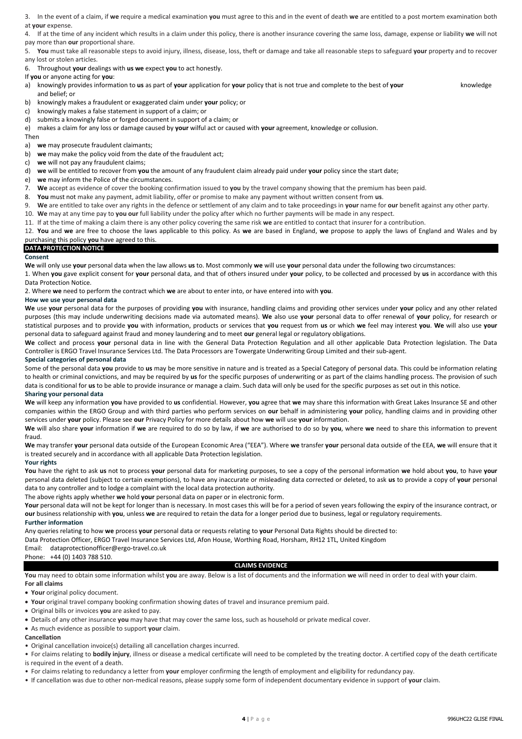3. In the event of a claim, if **we** require a medical examination **you** must agree to this and in the event of death **we** are entitled to a post mortem examination both at **your** expense.

4. If at the time of any incident which results in a claim under this policy, there is another insurance covering the same loss, damage, expense or liability **we** will not pay more than **our** proportional share.

5. **You** must take all reasonable steps to avoid injury, illness, disease, loss, theft or damage and take all reasonable steps to safeguard **your** property and to recover any lost or stolen articles.

6. Throughout **your** dealings with **us we** expect **you** to act honestly.

If **you** or anyone acting for **you**:

a) knowingly provides information to **us** as part of **your** application for **your** policy that is not true and complete to the best of **your** knowledge and belief; or
b) knowingly makes a fraudulent or exaggerated claim under **your** policy; or
c) knowingly makes a false statement in support of a claim; or
d) submits a knowingly false or forged document in support of a claim; or
e) makes a claim for any loss or damage caused by **your** wilful act or caused with **your** agreement, knowledge or collusion.

Then

a) **we** may prosecute fraudulent claimants;
b) **we** may make the policy void from the date of the fraudulent act;
c) **we** will not pay any fraudulent claims;
d) **we** will be entitled to recover from **you** the amount of any fraudulent claim already paid under **your** policy since the start date;
e) **we** may inform the Police of the circumstances.

7. **We** accept as evidence of cover the booking confirmation issued to **you** by the travel company showing that the premium has been paid.

8. **You** must not make any payment, admit liability, offer or promise to make any payment without written consent from **us**.

9. **We** are entitled to take over any rights in the defence or settlement of any claim and to take proceedings in **your** name for **our** benefit against any other party.

10. **We** may at any time pay to **you our** full liability under the policy after which no further payments will be made in any respect.

11. If at the time of making a claim there is any other policy covering the same risk **we** are entitled to contact that insurer for a contribution.

12. **You** and **we** are free to choose the laws applicable to this policy. As **we** are based in England, **we** propose to apply the laws of England and Wales and by purchasing this policy **you** have agreed to this.

## DATA PROTECTION NOTICE

### Consent

**We** will only use **your** personal data when the law allows **us** to. Most commonly **we** will use **your** personal data under the following two circumstances:

1. When **you** gave explicit consent for **your** personal data, and that of others insured under **your** policy, to be collected and processed by **us** in accordance with this Data Protection Notice.
2. Where **we** need to perform the contract which **we** are about to enter into, or have entered into with **you**.

### How we use your personal data

**We** use **your** personal data for the purposes of providing **you** with insurance, handling claims and providing other services under **your** policy and any other related purposes (this may include underwriting decisions made via automated means). **We** also use **your** personal data to offer renewal of **your** policy, for research or statistical purposes and to provide **you** with information, products or services that **you** request from **us** or which **we** feel may interest **you**. **We** will also use **your** personal data to safeguard against fraud and money laundering and to meet **our** general legal or regulatory obligations.

**We** collect and process **your** personal data in line with the General Data Protection Regulation and all other applicable Data Protection legislation. The Data Controller is ERGO Travel Insurance Services Ltd. The Data Processors are Towergate Underwriting Group Limited and their sub-agent.

### Special categories of personal data

Some of the personal data **you** provide to **us** may be more sensitive in nature and is treated as a Special Category of personal data. This could be information relating to health or criminal convictions, and may be required by **us** for the specific purposes of underwriting or as part of the claims handling process. The provision of such data is conditional for **us** to be able to provide insurance or manage a claim. Such data will only be used for the specific purposes as set out in this notice.

### Sharing your personal data

**We** will keep any information **you** have provided to **us** confidential. However, **you** agree that **we** may share this information with Great Lakes Insurance SE and other companies within the ERGO Group and with third parties who perform services on **our** behalf in administering **your** policy, handling claims and in providing other services under **your** policy. Please see **our** Privacy Policy for more details about how **we** will use **your** information.

**We** will also share **your** information if **we** are required to do so by law, if **we** are authorised to do so by **you**, where **we** need to share this information to prevent fraud.

**We** may transfer **your** personal data outside of the European Economic Area ("EEA"). Where **we** transfer **your** personal data outside of the EEA, **we** will ensure that it is treated securely and in accordance with all applicable Data Protection legislation.

### Your rights

**You** have the right to ask **us** not to process **your** personal data for marketing purposes, to see a copy of the personal information **we** hold about **you**, to have **your** personal data deleted (subject to certain exemptions), to have any inaccurate or misleading data corrected or deleted, to ask **us** to provide a copy of **your** personal data to any controller and to lodge a complaint with the local data protection authority.

The above rights apply whether **we** hold **your** personal data on paper or in electronic form.

**Your** personal data will not be kept for longer than is necessary. In most cases this will be for a period of seven years following the expiry of the insurance contract, or **our** business relationship with **you**, unless **we** are required to retain the data for a longer period due to business, legal or regulatory requirements.

### Further information

Any queries relating to how **we** process **your** personal data or requests relating to **your** Personal Data Rights should be directed to:

Data Protection Officer, ERGO Travel Insurance Services Ltd, Afon House, Worthing Road, Horsham, RH12 1TL, United Kingdom

Email: dataprotectionofficer@ergo-travel.co.uk

Phone: +44 (0) 1403 788 510.

## CLAIMS EVIDENCE

**You** may need to obtain some information whilst **you** are away. Below is a list of documents and the information **we** will need in order to deal with **your** claim.

### For all claims

- **Your** original policy document.
- **Your** original travel company booking confirmation showing dates of travel and insurance premium paid.
- Original bills or invoices **you** are asked to pay.
- Details of any other insurance **you** may have that may cover the same loss, such as household or private medical cover.
- As much evidence as possible to support **your** claim.

### Cancellation

- Original cancellation invoice(s) detailing all cancellation charges incurred.
- For claims relating to **bodily injury**, illness or disease a medical certificate will need to be completed by the treating doctor. A certified copy of the death certificate is required in the event of a death.
- For claims relating to redundancy a letter from **your** employer confirming the length of employment and eligibility for redundancy pay.
- If cancellation was due to other non-medical reasons, please supply some form of independent documentary evidence in support of **your** claim.